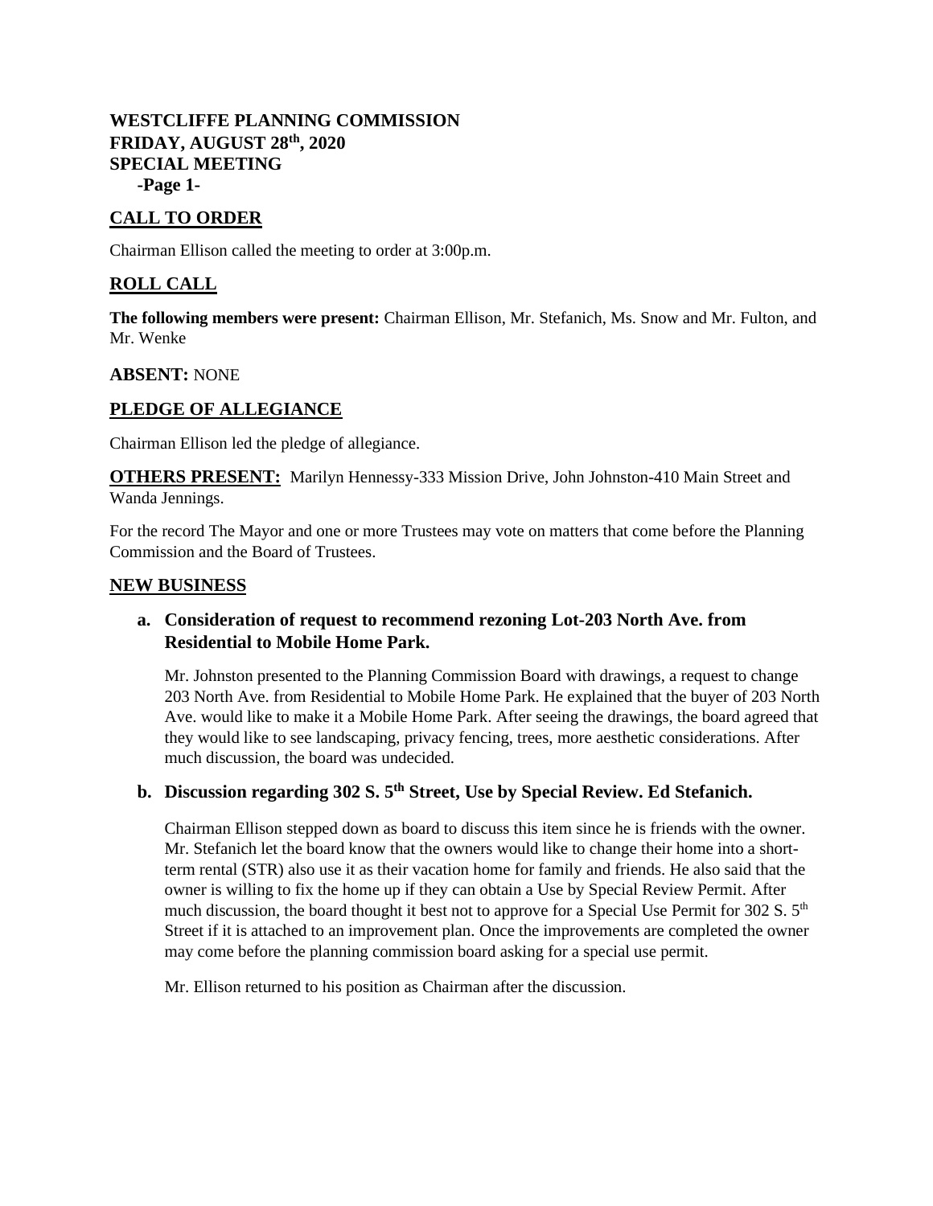# WESTCLIFFE PLANNING COMMISSION
# FRIDAY, AUGUST 28th, 2020
# SPECIAL MEETING

## CALL TO ORDER

Chairman Ellison called the meeting to order at 3:00p.m.

## ROLL CALL

**The following members were present:** Chairman Ellison, Mr. Stefanich, Ms. Snow and Mr. Fulton, and Mr. Wenke

**ABSENT:** NONE

## PLEDGE OF ALLEGIANCE

Chairman Ellison led the pledge of allegiance.

**OTHERS PRESENT:** Marilyn Hennessy-333 Mission Drive, John Johnston-410 Main Street and Wanda Jennings.

For the record The Mayor and one or more Trustees may vote on matters that come before the Planning Commission and the Board of Trustees.

## NEW BUSINESS

### a. Consideration of request to recommend rezoning Lot-203 North Ave. from Residential to Mobile Home Park.

Mr. Johnston presented to the Planning Commission Board with drawings, a request to change 203 North Ave. from Residential to Mobile Home Park. He explained that the buyer of 203 North Ave. would like to make it a Mobile Home Park. After seeing the drawings, the board agreed that they would like to see landscaping, privacy fencing, trees, more aesthetic considerations. After much discussion, the board was undecided.

### b. Discussion regarding 302 S. 5th Street, Use by Special Review. Ed Stefanich.

Chairman Ellison stepped down as board to discuss this item since he is friends with the owner. Mr. Stefanich let the board know that the owners would like to change their home into a short-term rental (STR) also use it as their vacation home for family and friends. He also said that the owner is willing to fix the home up if they can obtain a Use by Special Review Permit. After much discussion, the board thought it best not to approve for a Special Use Permit for 302 S. 5th Street if it is attached to an improvement plan. Once the improvements are completed the owner may come before the planning commission board asking for a special use permit.

Mr. Ellison returned to his position as Chairman after the discussion.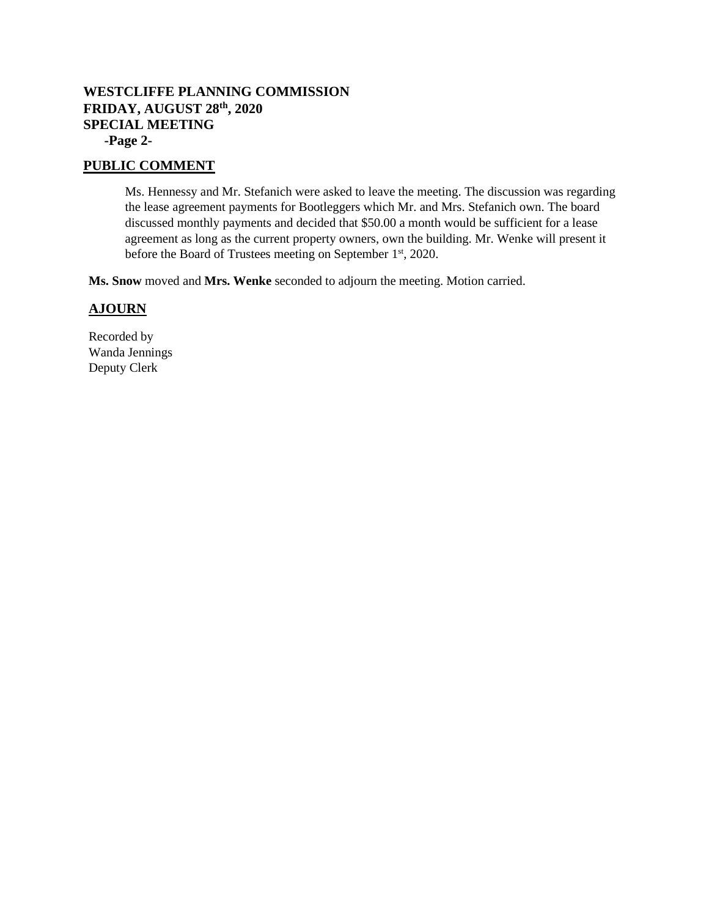**WESTCLIFFE PLANNING COMMISSION**
**FRIDAY, AUGUST 28th, 2020**
**SPECIAL MEETING**
**-Page 2-**

## PUBLIC COMMENT

Ms. Hennessy and Mr. Stefanich were asked to leave the meeting. The discussion was regarding the lease agreement payments for Bootleggers which Mr. and Mrs. Stefanich own. The board discussed monthly payments and decided that $50.00 a month would be sufficient for a lease agreement as long as the current property owners, own the building. Mr. Wenke will present it before the Board of Trustees meeting on September 1st, 2020.

**Ms. Snow** moved and **Mrs. Wenke** seconded to adjourn the meeting. Motion carried.

## AJOURN

Recorded by
Wanda Jennings
Deputy Clerk